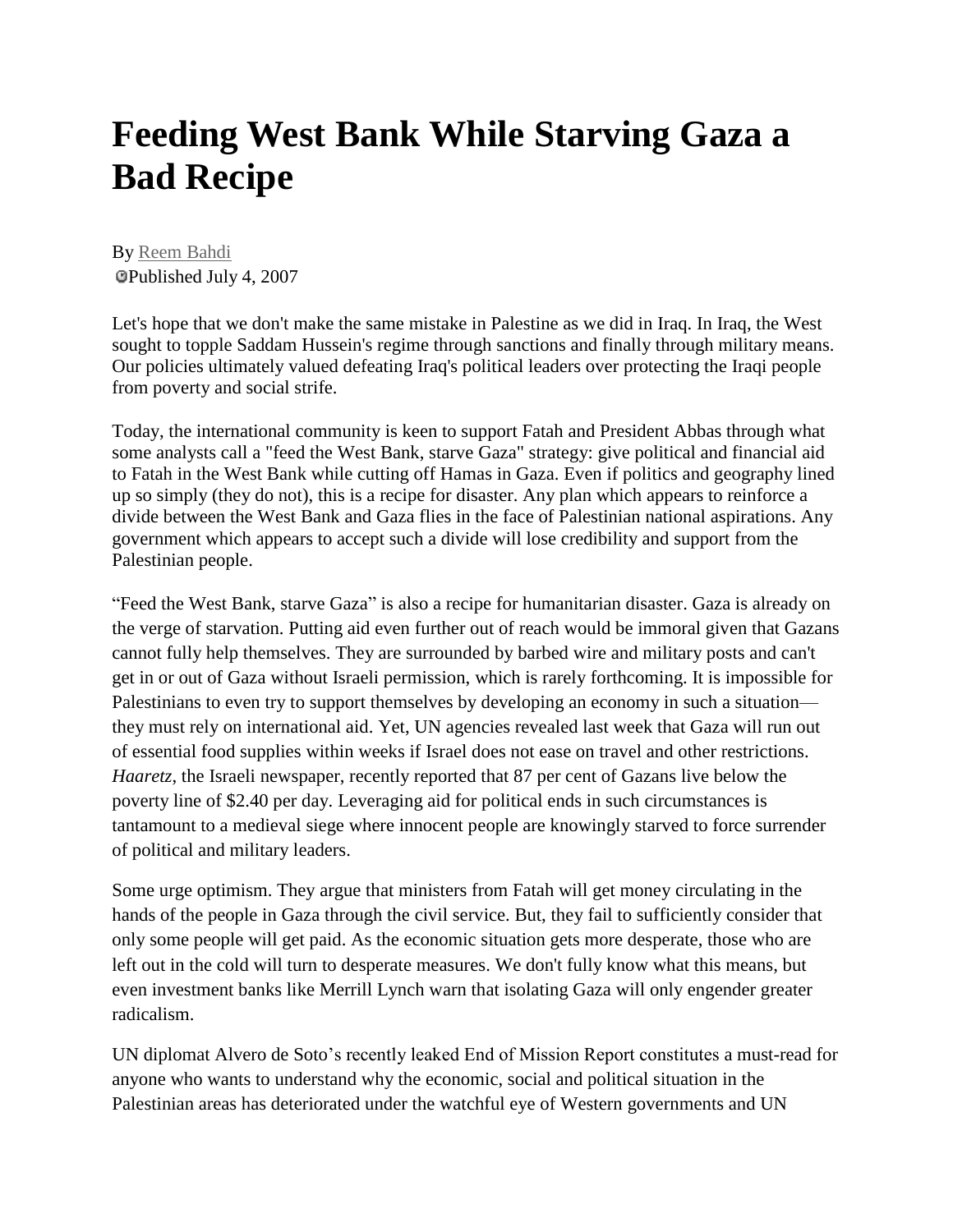# Feeding West Bank While Starving Gaza a Bad Recipe

By Reem Bahdi
Published July 4, 2007

Let's hope that we don't make the same mistake in Palestine as we did in Iraq. In Iraq, the West sought to topple Saddam Hussein's regime through sanctions and finally through military means. Our policies ultimately valued defeating Iraq's political leaders over protecting the Iraqi people from poverty and social strife.

Today, the international community is keen to support Fatah and President Abbas through what some analysts call a "feed the West Bank, starve Gaza" strategy: give political and financial aid to Fatah in the West Bank while cutting off Hamas in Gaza. Even if politics and geography lined up so simply (they do not), this is a recipe for disaster. Any plan which appears to reinforce a divide between the West Bank and Gaza flies in the face of Palestinian national aspirations. Any government which appears to accept such a divide will lose credibility and support from the Palestinian people.

"Feed the West Bank, starve Gaza" is also a recipe for humanitarian disaster. Gaza is already on the verge of starvation. Putting aid even further out of reach would be immoral given that Gazans cannot fully help themselves. They are surrounded by barbed wire and military posts and can't get in or out of Gaza without Israeli permission, which is rarely forthcoming. It is impossible for Palestinians to even try to support themselves by developing an economy in such a situation—they must rely on international aid. Yet, UN agencies revealed last week that Gaza will run out of essential food supplies within weeks if Israel does not ease on travel and other restrictions. *Haaretz*, the Israeli newspaper, recently reported that 87 per cent of Gazans live below the poverty line of $2.40 per day. Leveraging aid for political ends in such circumstances is tantamount to a medieval siege where innocent people are knowingly starved to force surrender of political and military leaders.

Some urge optimism. They argue that ministers from Fatah will get money circulating in the hands of the people in Gaza through the civil service. But, they fail to sufficiently consider that only some people will get paid. As the economic situation gets more desperate, those who are left out in the cold will turn to desperate measures. We don't fully know what this means, but even investment banks like Merrill Lynch warn that isolating Gaza will only engender greater radicalism.

UN diplomat Alvero de Soto's recently leaked End of Mission Report constitutes a must-read for anyone who wants to understand why the economic, social and political situation in the Palestinian areas has deteriorated under the watchful eye of Western governments and UN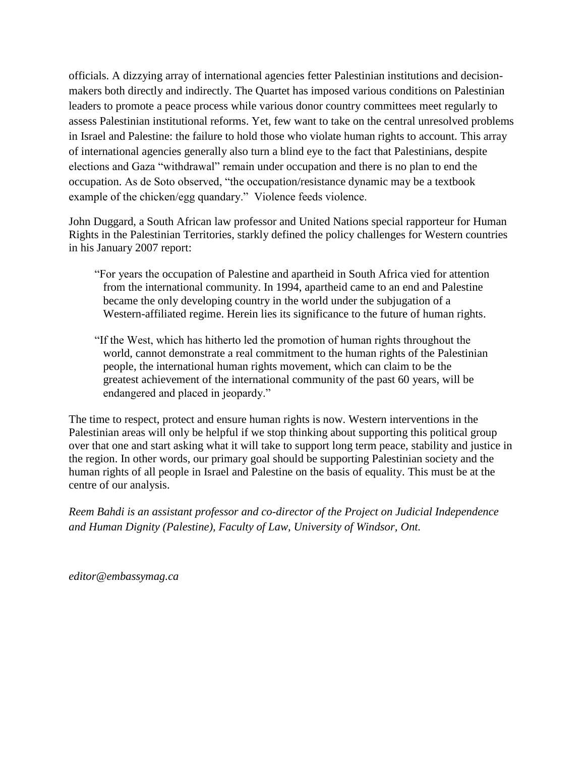officials. A dizzying array of international agencies fetter Palestinian institutions and decision-makers both directly and indirectly. The Quartet has imposed various conditions on Palestinian leaders to promote a peace process while various donor country committees meet regularly to assess Palestinian institutional reforms. Yet, few want to take on the central unresolved problems in Israel and Palestine: the failure to hold those who violate human rights to account. This array of international agencies generally also turn a blind eye to the fact that Palestinians, despite elections and Gaza "withdrawal" remain under occupation and there is no plan to end the occupation. As de Soto observed, "the occupation/resistance dynamic may be a textbook example of the chicken/egg quandary." Violence feeds violence.

John Duggard, a South African law professor and United Nations special rapporteur for Human Rights in the Palestinian Territories, starkly defined the policy challenges for Western countries in his January 2007 report:

> "For years the occupation of Palestine and apartheid in South Africa vied for attention from the international community. In 1994, apartheid came to an end and Palestine became the only developing country in the world under the subjugation of a Western-affiliated regime. Herein lies its significance to the future of human rights.
>
> "If the West, which has hitherto led the promotion of human rights throughout the world, cannot demonstrate a real commitment to the human rights of the Palestinian people, the international human rights movement, which can claim to be the greatest achievement of the international community of the past 60 years, will be endangered and placed in jeopardy."

The time to respect, protect and ensure human rights is now. Western interventions in the Palestinian areas will only be helpful if we stop thinking about supporting this political group over that one and start asking what it will take to support long term peace, stability and justice in the region. In other words, our primary goal should be supporting Palestinian society and the human rights of all people in Israel and Palestine on the basis of equality. This must be at the centre of our analysis.

*Reem Bahdi is an assistant professor and co-director of the Project on Judicial Independence and Human Dignity (Palestine), Faculty of Law, University of Windsor, Ont.*

*editor@embassymag.ca*